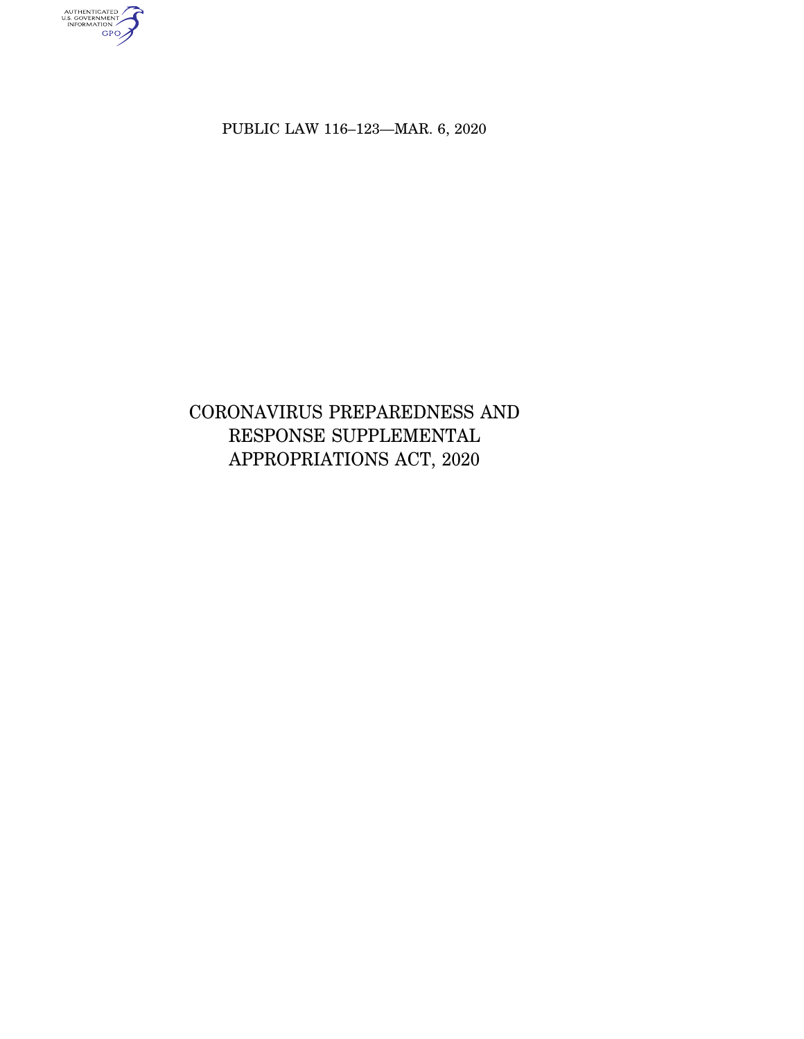PUBLIC LAW 116–123—MAR. 6, 2020

# CORONAVIRUS PREPAREDNESS AND RESPONSE SUPPLEMENTAL APPROPRIATIONS ACT, 2020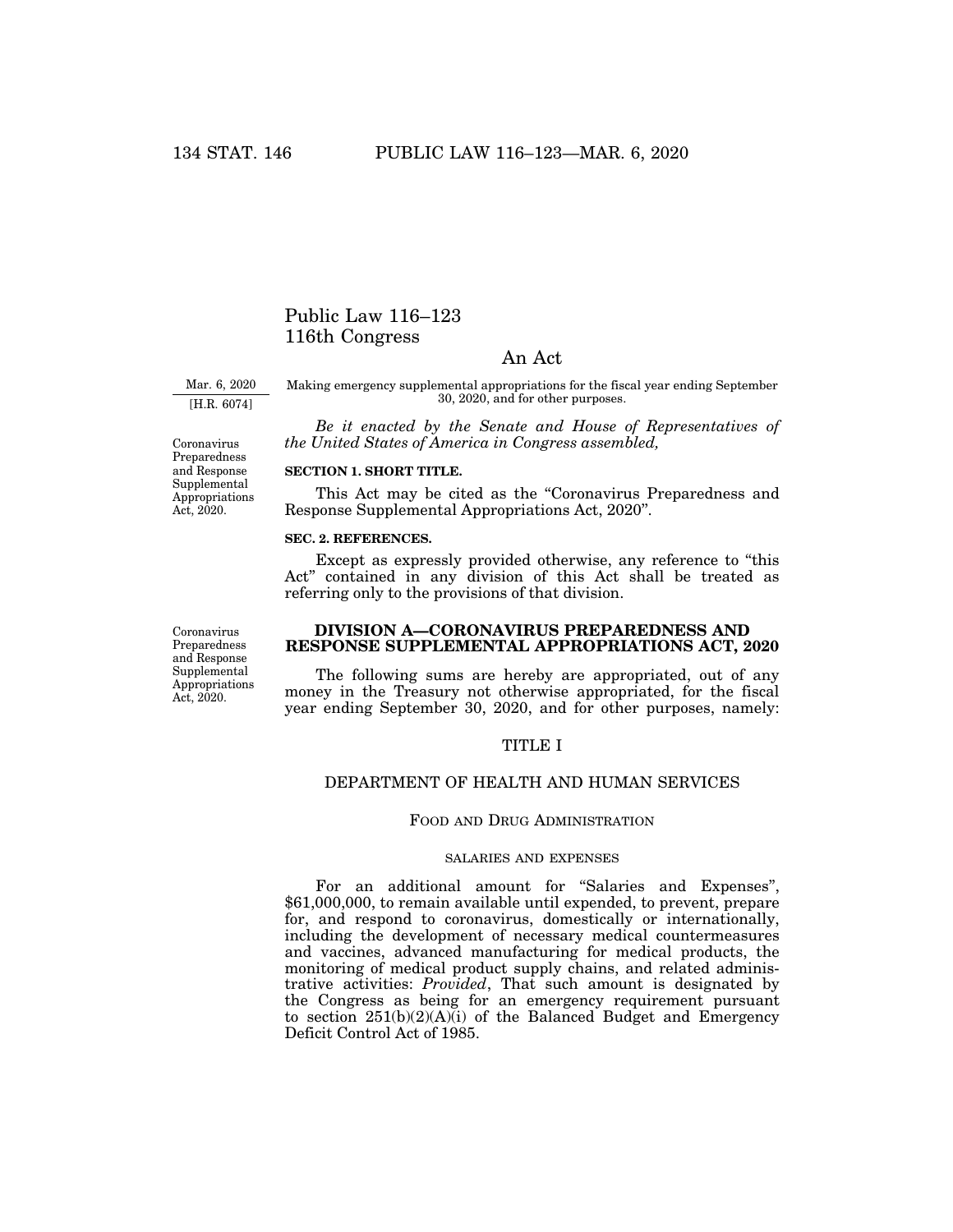# Public Law 116–123
# 116th Congress

## An Act

Mar. 6, 2020
[H.R. 6074]

Making emergency supplemental appropriations for the fiscal year ending September 30, 2020, and for other purposes.

*Be it enacted by the Senate and House of Representatives of the United States of America in Congress assembled,*

Coronavirus Preparedness and Response Supplemental Appropriations Act, 2020.

**SECTION 1. SHORT TITLE.**

This Act may be cited as the "Coronavirus Preparedness and Response Supplemental Appropriations Act, 2020".

**SEC. 2. REFERENCES.**

Except as expressly provided otherwise, any reference to "this Act" contained in any division of this Act shall be treated as referring only to the provisions of that division.

Coronavirus Preparedness and Response Supplemental Appropriations Act, 2020.

## DIVISION A—CORONAVIRUS PREPAREDNESS AND RESPONSE SUPPLEMENTAL APPROPRIATIONS ACT, 2020

The following sums are hereby are appropriated, out of any money in the Treasury not otherwise appropriated, for the fiscal year ending September 30, 2020, and for other purposes, namely:

## TITLE I

## DEPARTMENT OF HEALTH AND HUMAN SERVICES

### FOOD AND DRUG ADMINISTRATION

#### SALARIES AND EXPENSES

For an additional amount for "Salaries and Expenses", $61,000,000, to remain available until expended, to prevent, prepare for, and respond to coronavirus, domestically or internationally, including the development of necessary medical countermeasures and vaccines, advanced manufacturing for medical products, the monitoring of medical product supply chains, and related administrative activities: *Provided*, That such amount is designated by the Congress as being for an emergency requirement pursuant to section 251(b)(2)(A)(i) of the Balanced Budget and Emergency Deficit Control Act of 1985.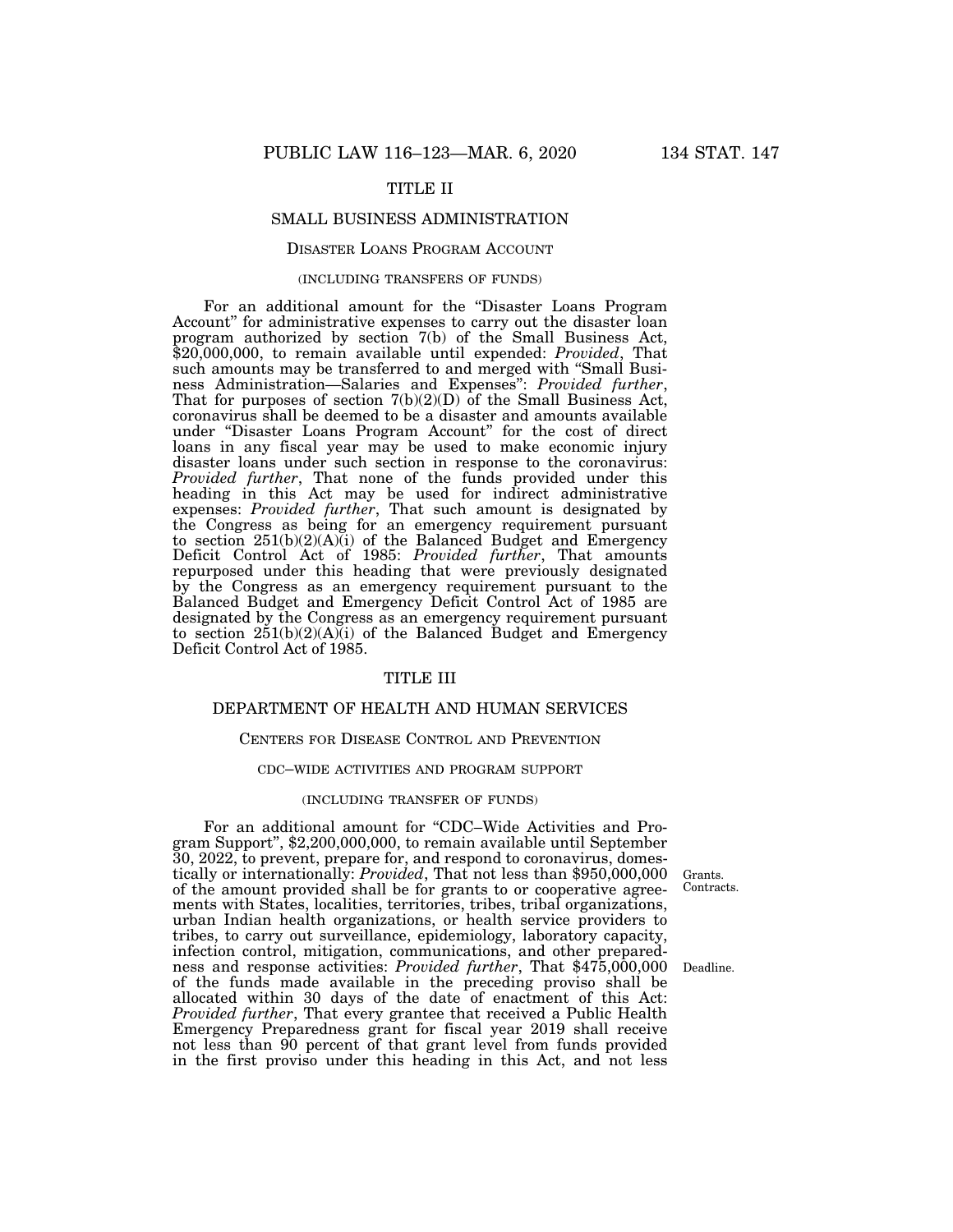## TITLE II

## SMALL BUSINESS ADMINISTRATION

### Disaster Loans Program Account

#### (INCLUDING TRANSFERS OF FUNDS)

For an additional amount for the "Disaster Loans Program Account" for administrative expenses to carry out the disaster loan program authorized by section 7(b) of the Small Business Act, $20,000,000, to remain available until expended: *Provided*, That such amounts may be transferred to and merged with "Small Business Administration—Salaries and Expenses": *Provided further*, That for purposes of section 7(b)(2)(D) of the Small Business Act, coronavirus shall be deemed to be a disaster and amounts available under "Disaster Loans Program Account" for the cost of direct loans in any fiscal year may be used to make economic injury disaster loans under such section in response to the coronavirus: *Provided further*, That none of the funds provided under this heading in this Act may be used for indirect administrative expenses: *Provided further*, That such amount is designated by the Congress as being for an emergency requirement pursuant to section 251(b)(2)(A)(i) of the Balanced Budget and Emergency Deficit Control Act of 1985: *Provided further*, That amounts repurposed under this heading that were previously designated by the Congress as an emergency requirement pursuant to the Balanced Budget and Emergency Deficit Control Act of 1985 are designated by the Congress as an emergency requirement pursuant to section 251(b)(2)(A)(i) of the Balanced Budget and Emergency Deficit Control Act of 1985.

## TITLE III

## DEPARTMENT OF HEALTH AND HUMAN SERVICES

### Centers for Disease Control and Prevention

#### CDC–WIDE ACTIVITIES AND PROGRAM SUPPORT

#### (INCLUDING TRANSFER OF FUNDS)

For an additional amount for "CDC–Wide Activities and Program Support", $2,200,000,000, to remain available until September 30, 2022, to prevent, prepare for, and respond to coronavirus, domestically or internationally: *Provided*, That not less than $950,000,000 of the amount provided shall be for grants to or cooperative agreements with States, localities, territories, tribes, tribal organizations, urban Indian health organizations, or health service providers to tribes, to carry out surveillance, epidemiology, laboratory capacity, infection control, mitigation, communications, and other preparedness and response activities: *Provided further*, That $475,000,000 of the funds made available in the preceding proviso shall be allocated within 30 days of the date of enactment of this Act: *Provided further*, That every grantee that received a Public Health Emergency Preparedness grant for fiscal year 2019 shall receive not less than 90 percent of that grant level from funds provided in the first proviso under this heading in this Act, and not less

Grants.
Contracts.

Deadline.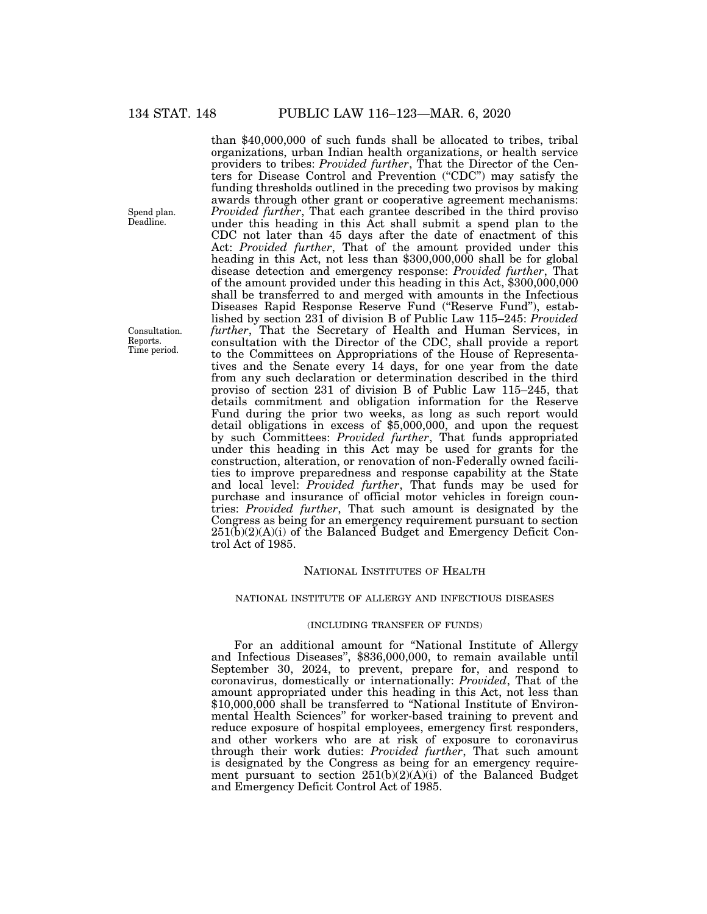than $40,000,000 of such funds shall be allocated to tribes, tribal organizations, urban Indian health organizations, or health service providers to tribes: *Provided further*, That the Director of the Centers for Disease Control and Prevention ("CDC") may satisfy the funding thresholds outlined in the preceding two provisos by making awards through other grant or cooperative agreement mechanisms: *Provided further*, That each grantee described in the third proviso under this heading in this Act shall submit a spend plan to the CDC not later than 45 days after the date of enactment of this Act: *Provided further*, That of the amount provided under this heading in this Act, not less than $300,000,000 shall be for global disease detection and emergency response: *Provided further*, That of the amount provided under this heading in this Act, $300,000,000 shall be transferred to and merged with amounts in the Infectious Diseases Rapid Response Reserve Fund ("Reserve Fund"), established by section 231 of division B of Public Law 115–245: *Provided further*, That the Secretary of Health and Human Services, in consultation with the Director of the CDC, shall provide a report to the Committees on Appropriations of the House of Representatives and the Senate every 14 days, for one year from the date from any such declaration or determination described in the third proviso of section 231 of division B of Public Law 115–245, that details commitment and obligation information for the Reserve Fund during the prior two weeks, as long as such report would detail obligations in excess of $5,000,000, and upon the request by such Committees: *Provided further*, That funds appropriated under this heading in this Act may be used for grants for the construction, alteration, or renovation of non-Federally owned facilities to improve preparedness and response capability at the State and local level: *Provided further*, That funds may be used for purchase and insurance of official motor vehicles in foreign countries: *Provided further*, That such amount is designated by the Congress as being for an emergency requirement pursuant to section 251(b)(2)(A)(i) of the Balanced Budget and Emergency Deficit Control Act of 1985.

Spend plan. Deadline.

Consultation. Reports. Time period.

## NATIONAL INSTITUTES OF HEALTH

### NATIONAL INSTITUTE OF ALLERGY AND INFECTIOUS DISEASES

(INCLUDING TRANSFER OF FUNDS)

For an additional amount for "National Institute of Allergy and Infectious Diseases", $836,000,000, to remain available until September 30, 2024, to prevent, prepare for, and respond to coronavirus, domestically or internationally: *Provided*, That of the amount appropriated under this heading in this Act, not less than $10,000,000 shall be transferred to "National Institute of Environmental Health Sciences" for worker-based training to prevent and reduce exposure of hospital employees, emergency first responders, and other workers who are at risk of exposure to coronavirus through their work duties: *Provided further*, That such amount is designated by the Congress as being for an emergency requirement pursuant to section 251(b)(2)(A)(i) of the Balanced Budget and Emergency Deficit Control Act of 1985.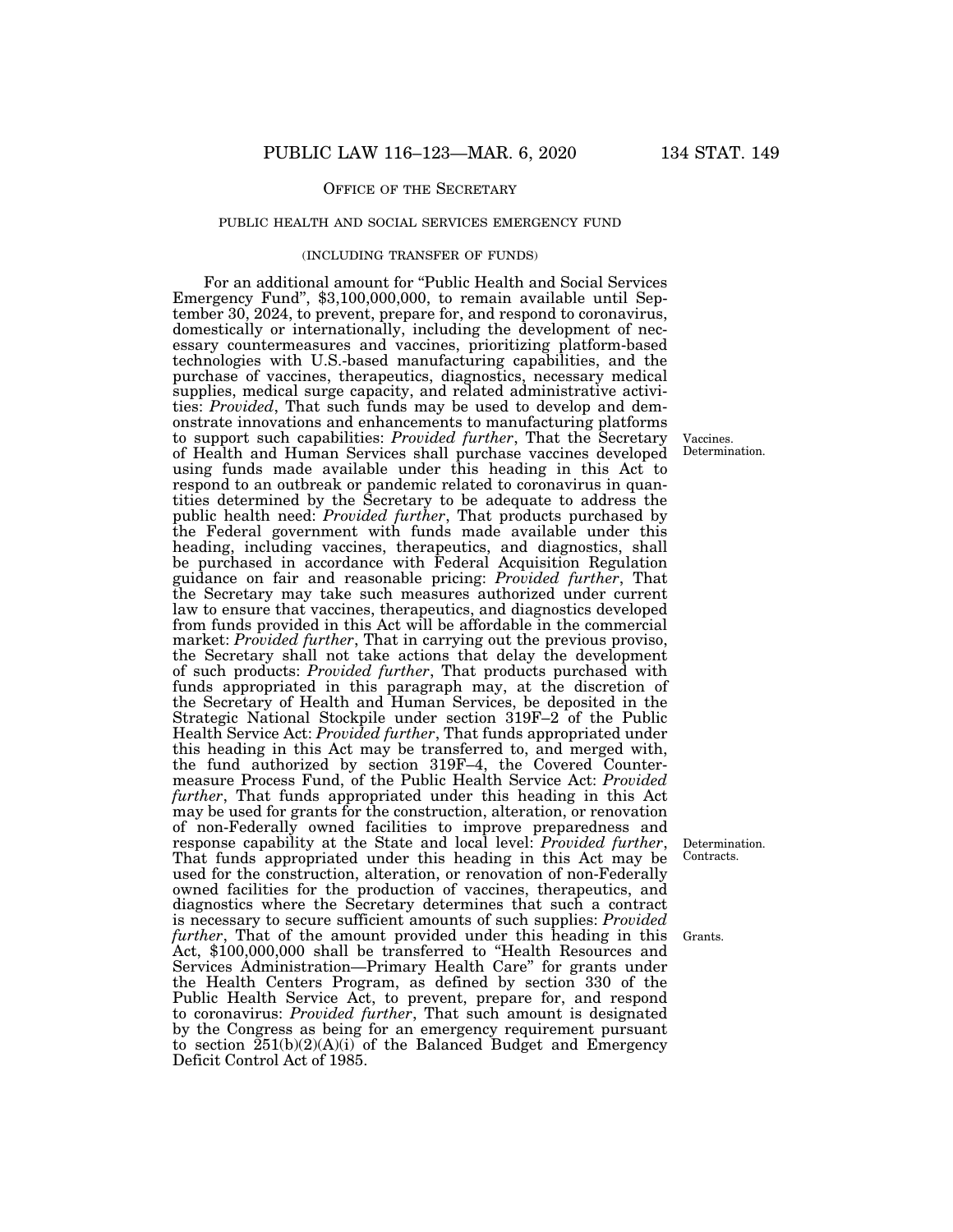## Office of the Secretary

### PUBLIC HEALTH AND SOCIAL SERVICES EMERGENCY FUND

### (INCLUDING TRANSFER OF FUNDS)

For an additional amount for "Public Health and Social Services Emergency Fund", $3,100,000,000, to remain available until September 30, 2024, to prevent, prepare for, and respond to coronavirus, domestically or internationally, including the development of necessary countermeasures and vaccines, prioritizing platform-based technologies with U.S.-based manufacturing capabilities, and the purchase of vaccines, therapeutics, diagnostics, necessary medical supplies, medical surge capacity, and related administrative activities: *Provided*, That such funds may be used to develop and demonstrate innovations and enhancements to manufacturing platforms to support such capabilities: *Provided further*, That the Secretary of Health and Human Services shall purchase vaccines developed using funds made available under this heading in this Act to respond to an outbreak or pandemic related to coronavirus in quantities determined by the Secretary to be adequate to address the public health need: *Provided further*, That products purchased by the Federal government with funds made available under this heading, including vaccines, therapeutics, and diagnostics, shall be purchased in accordance with Federal Acquisition Regulation guidance on fair and reasonable pricing: *Provided further*, That the Secretary may take such measures authorized under current law to ensure that vaccines, therapeutics, and diagnostics developed from funds provided in this Act will be affordable in the commercial market: *Provided further*, That in carrying out the previous proviso, the Secretary shall not take actions that delay the development of such products: *Provided further*, That products purchased with funds appropriated in this paragraph may, at the discretion of the Secretary of Health and Human Services, be deposited in the Strategic National Stockpile under section 319F–2 of the Public Health Service Act: *Provided further*, That funds appropriated under this heading in this Act may be transferred to, and merged with, the fund authorized by section 319F–4, the Covered Countermeasure Process Fund, of the Public Health Service Act: *Provided further*, That funds appropriated under this heading in this Act may be used for grants for the construction, alteration, or renovation of non-Federally owned facilities to improve preparedness and response capability at the State and local level: *Provided further*, That funds appropriated under this heading in this Act may be used for the construction, alteration, or renovation of non-Federally owned facilities for the production of vaccines, therapeutics, and diagnostics where the Secretary determines that such a contract is necessary to secure sufficient amounts of such supplies: *Provided further*, That of the amount provided under this heading in this Act, $100,000,000 shall be transferred to "Health Resources and Services Administration—Primary Health Care" for grants under the Health Centers Program, as defined by section 330 of the Public Health Service Act, to prevent, prepare for, and respond to coronavirus: *Provided further*, That such amount is designated by the Congress as being for an emergency requirement pursuant to section 251(b)(2)(A)(i) of the Balanced Budget and Emergency Deficit Control Act of 1985.

Vaccines. Determination.

Determination. Contracts.

Grants.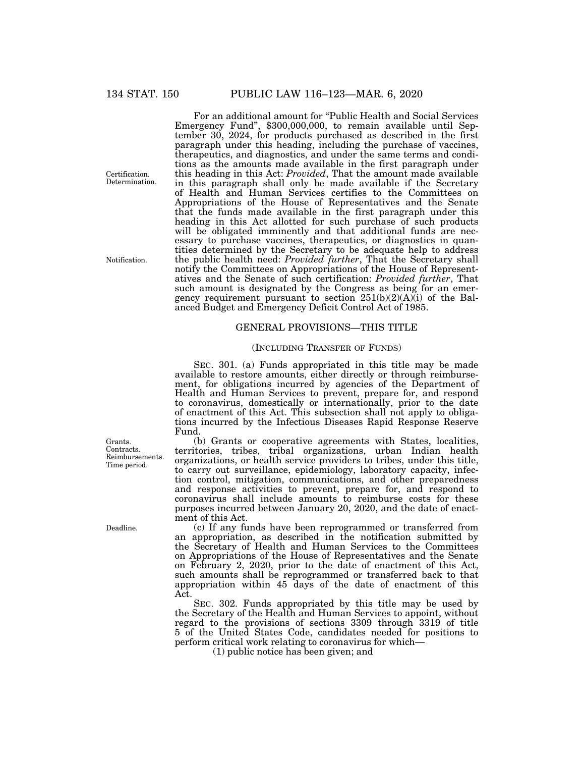For an additional amount for "Public Health and Social Services Emergency Fund", $300,000,000, to remain available until September 30, 2024, for products purchased as described in the first paragraph under this heading, including the purchase of vaccines, therapeutics, and diagnostics, and under the same terms and conditions as the amounts made available in the first paragraph under this heading in this Act: *Provided*, That the amount made available in this paragraph shall only be made available if the Secretary of Health and Human Services certifies to the Committees on Appropriations of the House of Representatives and the Senate that the funds made available in the first paragraph under this heading in this Act allotted for such purchase of such products will be obligated imminently and that additional funds are necessary to purchase vaccines, therapeutics, or diagnostics in quantities determined by the Secretary to be adequate help to address the public health need: *Provided further*, That the Secretary shall notify the Committees on Appropriations of the House of Representatives and the Senate of such certification: *Provided further*, That such amount is designated by the Congress as being for an emergency requirement pursuant to section 251(b)(2)(A)(i) of the Balanced Budget and Emergency Deficit Control Act of 1985.

## GENERAL PROVISIONS—THIS TITLE

### (INCLUDING TRANSFER OF FUNDS)

SEC. 301. (a) Funds appropriated in this title may be made available to restore amounts, either directly or through reimbursement, for obligations incurred by agencies of the Department of Health and Human Services to prevent, prepare for, and respond to coronavirus, domestically or internationally, prior to the date of enactment of this Act. This subsection shall not apply to obligations incurred by the Infectious Diseases Rapid Response Reserve Fund.

(b) Grants or cooperative agreements with States, localities, territories, tribes, tribal organizations, urban Indian health organizations, or health service providers to tribes, under this title, to carry out surveillance, epidemiology, laboratory capacity, infection control, mitigation, communications, and other preparedness and response activities to prevent, prepare for, and respond to coronavirus shall include amounts to reimburse costs for these purposes incurred between January 20, 2020, and the date of enactment of this Act.

(c) If any funds have been reprogrammed or transferred from an appropriation, as described in the notification submitted by the Secretary of Health and Human Services to the Committees on Appropriations of the House of Representatives and the Senate on February 2, 2020, prior to the date of enactment of this Act, such amounts shall be reprogrammed or transferred back to that appropriation within 45 days of the date of enactment of this Act.

SEC. 302. Funds appropriated by this title may be used by the Secretary of the Health and Human Services to appoint, without regard to the provisions of sections 3309 through 3319 of title 5 of the United States Code, candidates needed for positions to perform critical work relating to coronavirus for which—

(1) public notice has been given; and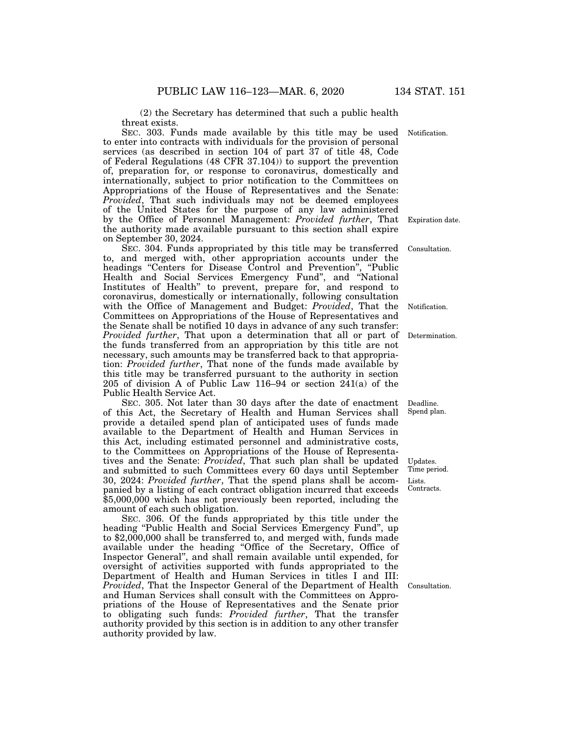(2) the Secretary has determined that such a public health threat exists.

SEC. 303. Funds made available by this title may be used to enter into contracts with individuals for the provision of personal services (as described in section 104 of part 37 of title 48, Code of Federal Regulations (48 CFR 37.104)) to support the prevention of, preparation for, or response to coronavirus, domestically and internationally, subject to prior notification to the Committees on Appropriations of the House of Representatives and the Senate: *Provided*, That such individuals may not be deemed employees of the United States for the purpose of any law administered by the Office of Personnel Management: *Provided further*, That the authority made available pursuant to this section shall expire on September 30, 2024.

Notification.

Expiration date.

SEC. 304. Funds appropriated by this title may be transferred to, and merged with, other appropriation accounts under the headings "Centers for Disease Control and Prevention", "Public Health and Social Services Emergency Fund", and "National Institutes of Health" to prevent, prepare for, and respond to coronavirus, domestically or internationally, following consultation with the Office of Management and Budget: *Provided*, That the Committees on Appropriations of the House of Representatives and the Senate shall be notified 10 days in advance of any such transfer: *Provided further*, That upon a determination that all or part of the funds transferred from an appropriation by this title are not necessary, such amounts may be transferred back to that appropriation: *Provided further*, That none of the funds made available by this title may be transferred pursuant to the authority in section 205 of division A of Public Law 116–94 or section 241(a) of the Public Health Service Act.

Consultation.

Notification.

Determination.

SEC. 305. Not later than 30 days after the date of enactment of this Act, the Secretary of Health and Human Services shall provide a detailed spend plan of anticipated uses of funds made available to the Department of Health and Human Services in this Act, including estimated personnel and administrative costs, to the Committees on Appropriations of the House of Representatives and the Senate: *Provided*, That such plan shall be updated and submitted to such Committees every 60 days until September 30, 2024: *Provided further*, That the spend plans shall be accompanied by a listing of each contract obligation incurred that exceeds $5,000,000 which has not previously been reported, including the amount of each such obligation.

Deadline.
Spend plan.

Updates.
Time period.
Lists.
Contracts.

SEC. 306. Of the funds appropriated by this title under the heading "Public Health and Social Services Emergency Fund", up to $2,000,000 shall be transferred to, and merged with, funds made available under the heading "Office of the Secretary, Office of Inspector General", and shall remain available until expended, for oversight of activities supported with funds appropriated to the Department of Health and Human Services in titles I and III: *Provided*, That the Inspector General of the Department of Health and Human Services shall consult with the Committees on Appropriations of the House of Representatives and the Senate prior to obligating such funds: *Provided further*, That the transfer authority provided by this section is in addition to any other transfer authority provided by law.

Consultation.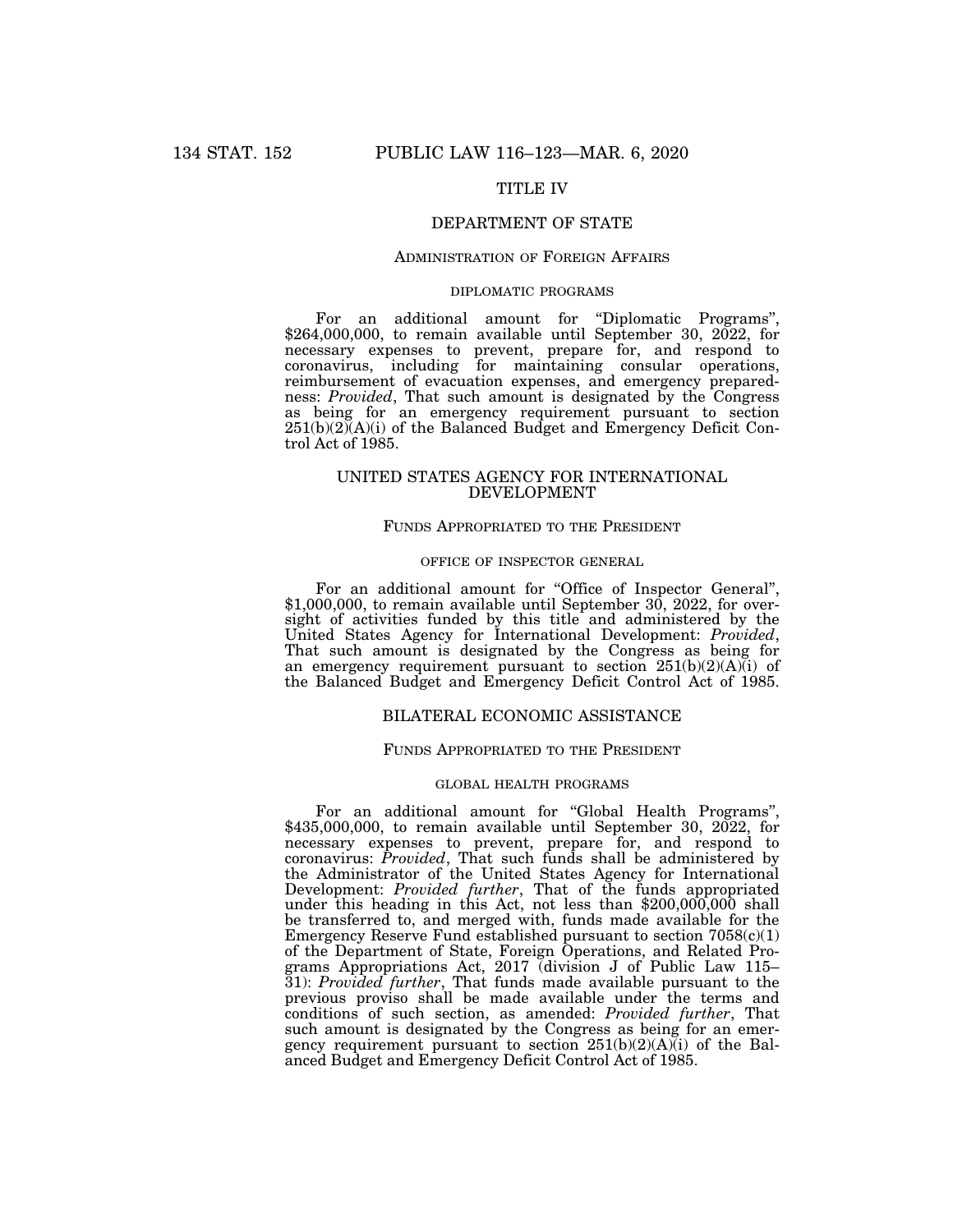## TITLE IV

## DEPARTMENT OF STATE

### ADMINISTRATION OF FOREIGN AFFAIRS

#### DIPLOMATIC PROGRAMS

For an additional amount for "Diplomatic Programs", $264,000,000, to remain available until September 30, 2022, for necessary expenses to prevent, prepare for, and respond to coronavirus, including for maintaining consular operations, reimbursement of evacuation expenses, and emergency preparedness: *Provided*, That such amount is designated by the Congress as being for an emergency requirement pursuant to section 251(b)(2)(A)(i) of the Balanced Budget and Emergency Deficit Control Act of 1985.

## UNITED STATES AGENCY FOR INTERNATIONAL DEVELOPMENT

### FUNDS APPROPRIATED TO THE PRESIDENT

#### OFFICE OF INSPECTOR GENERAL

For an additional amount for "Office of Inspector General", $1,000,000, to remain available until September 30, 2022, for oversight of activities funded by this title and administered by the United States Agency for International Development: *Provided*, That such amount is designated by the Congress as being for an emergency requirement pursuant to section 251(b)(2)(A)(i) of the Balanced Budget and Emergency Deficit Control Act of 1985.

## BILATERAL ECONOMIC ASSISTANCE

### FUNDS APPROPRIATED TO THE PRESIDENT

#### GLOBAL HEALTH PROGRAMS

For an additional amount for "Global Health Programs", $435,000,000, to remain available until September 30, 2022, for necessary expenses to prevent, prepare for, and respond to coronavirus: *Provided*, That such funds shall be administered by the Administrator of the United States Agency for International Development: *Provided further*, That of the funds appropriated under this heading in this Act, not less than $200,000,000 shall be transferred to, and merged with, funds made available for the Emergency Reserve Fund established pursuant to section 7058(c)(1) of the Department of State, Foreign Operations, and Related Programs Appropriations Act, 2017 (division J of Public Law 115–31): *Provided further*, That funds made available pursuant to the previous proviso shall be made available under the terms and conditions of such section, as amended: *Provided further*, That such amount is designated by the Congress as being for an emergency requirement pursuant to section 251(b)(2)(A)(i) of the Balanced Budget and Emergency Deficit Control Act of 1985.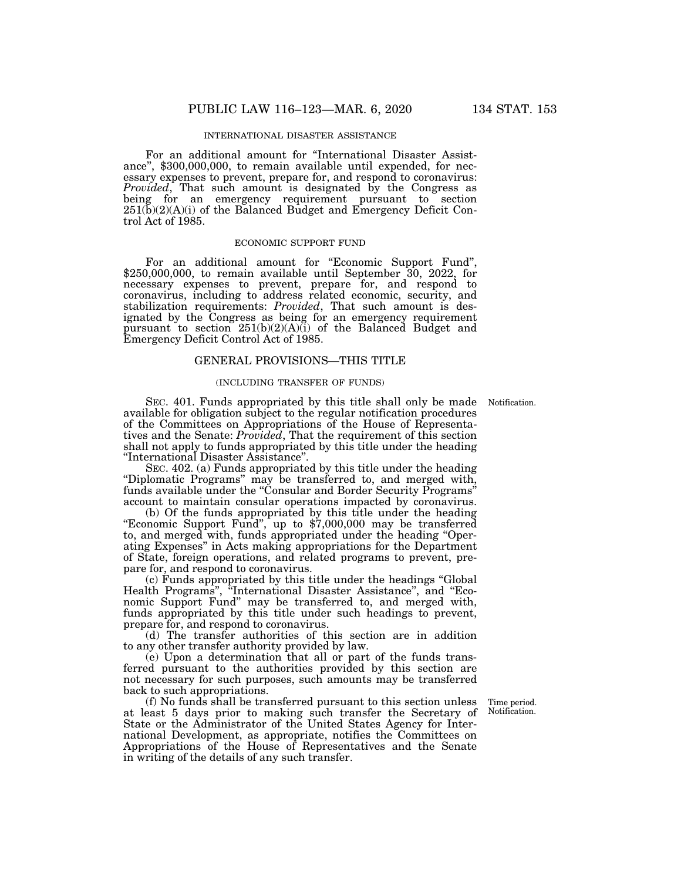### INTERNATIONAL DISASTER ASSISTANCE

For an additional amount for "International Disaster Assistance", $300,000,000, to remain available until expended, for necessary expenses to prevent, prepare for, and respond to coronavirus: *Provided*, That such amount is designated by the Congress as being for an emergency requirement pursuant to section 251(b)(2)(A)(i) of the Balanced Budget and Emergency Deficit Control Act of 1985.

### ECONOMIC SUPPORT FUND

For an additional amount for "Economic Support Fund", $250,000,000, to remain available until September 30, 2022, for necessary expenses to prevent, prepare for, and respond to coronavirus, including to address related economic, security, and stabilization requirements: *Provided*, That such amount is designated by the Congress as being for an emergency requirement pursuant to section 251(b)(2)(A)(i) of the Balanced Budget and Emergency Deficit Control Act of 1985.

## GENERAL PROVISIONS—THIS TITLE

(INCLUDING TRANSFER OF FUNDS)

Notification.

SEC. 401. Funds appropriated by this title shall only be made available for obligation subject to the regular notification procedures of the Committees on Appropriations of the House of Representatives and the Senate: *Provided*, That the requirement of this section shall not apply to funds appropriated by this title under the heading "International Disaster Assistance".

SEC. 402. (a) Funds appropriated by this title under the heading "Diplomatic Programs" may be transferred to, and merged with, funds available under the "Consular and Border Security Programs" account to maintain consular operations impacted by coronavirus.

(b) Of the funds appropriated by this title under the heading "Economic Support Fund", up to $7,000,000 may be transferred to, and merged with, funds appropriated under the heading "Operating Expenses" in Acts making appropriations for the Department of State, foreign operations, and related programs to prevent, prepare for, and respond to coronavirus.

(c) Funds appropriated by this title under the headings "Global Health Programs", "International Disaster Assistance", and "Economic Support Fund" may be transferred to, and merged with, funds appropriated by this title under such headings to prevent, prepare for, and respond to coronavirus.

(d) The transfer authorities of this section are in addition to any other transfer authority provided by law.

(e) Upon a determination that all or part of the funds transferred pursuant to the authorities provided by this section are not necessary for such purposes, such amounts may be transferred back to such appropriations.

Time period. Notification.

(f) No funds shall be transferred pursuant to this section unless at least 5 days prior to making such transfer the Secretary of State or the Administrator of the United States Agency for International Development, as appropriate, notifies the Committees on Appropriations of the House of Representatives and the Senate in writing of the details of any such transfer.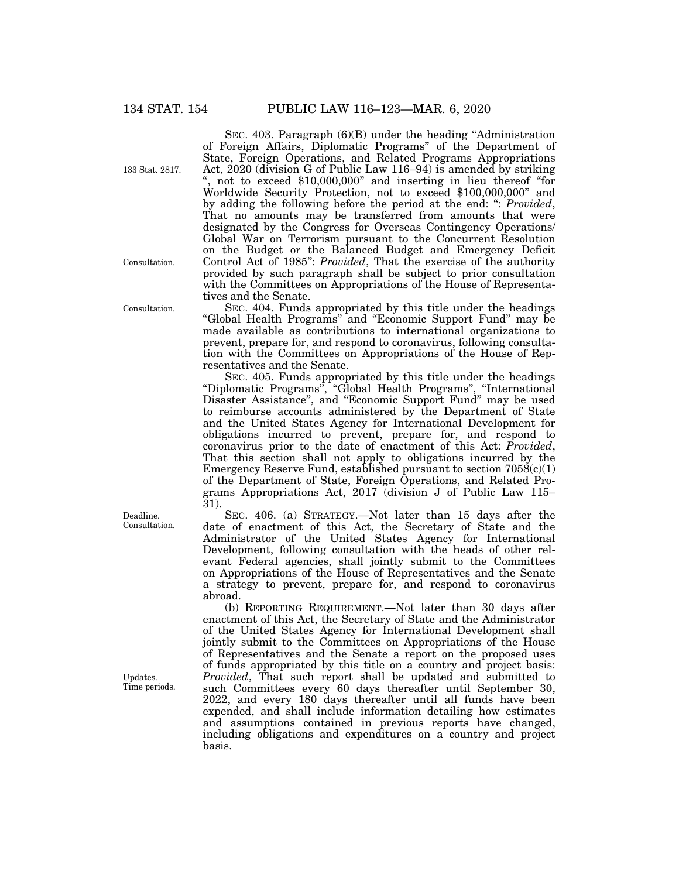SEC. 403. Paragraph (6)(B) under the heading "Administration of Foreign Affairs, Diplomatic Programs" of the Department of State, Foreign Operations, and Related Programs Appropriations Act, 2020 (division G of Public Law 116–94) is amended by striking ", not to exceed $10,000,000" and inserting in lieu thereof "for Worldwide Security Protection, not to exceed $100,000,000" and by adding the following before the period at the end: ": *Provided*, That no amounts may be transferred from amounts that were designated by the Congress for Overseas Contingency Operations/ Global War on Terrorism pursuant to the Concurrent Resolution on the Budget or the Balanced Budget and Emergency Deficit Control Act of 1985": *Provided*, That the exercise of the authority provided by such paragraph shall be subject to prior consultation with the Committees on Appropriations of the House of Representatives and the Senate.

SEC. 404. Funds appropriated by this title under the headings "Global Health Programs" and "Economic Support Fund" may be made available as contributions to international organizations to prevent, prepare for, and respond to coronavirus, following consultation with the Committees on Appropriations of the House of Representatives and the Senate.

SEC. 405. Funds appropriated by this title under the headings "Diplomatic Programs", "Global Health Programs", "International Disaster Assistance", and "Economic Support Fund" may be used to reimburse accounts administered by the Department of State and the United States Agency for International Development for obligations incurred to prevent, prepare for, and respond to coronavirus prior to the date of enactment of this Act: *Provided*, That this section shall not apply to obligations incurred by the Emergency Reserve Fund, established pursuant to section 7058(c)(1) of the Department of State, Foreign Operations, and Related Programs Appropriations Act, 2017 (division J of Public Law 115–31).

SEC. 406. (a) STRATEGY.—Not later than 15 days after the date of enactment of this Act, the Secretary of State and the Administrator of the United States Agency for International Development, following consultation with the heads of other relevant Federal agencies, shall jointly submit to the Committees on Appropriations of the House of Representatives and the Senate a strategy to prevent, prepare for, and respond to coronavirus abroad.

(b) REPORTING REQUIREMENT.—Not later than 30 days after enactment of this Act, the Secretary of State and the Administrator of the United States Agency for International Development shall jointly submit to the Committees on Appropriations of the House of Representatives and the Senate a report on the proposed uses of funds appropriated by this title on a country and project basis: *Provided*, That such report shall be updated and submitted to such Committees every 60 days thereafter until September 30, 2022, and every 180 days thereafter until all funds have been expended, and shall include information detailing how estimates and assumptions contained in previous reports have changed, including obligations and expenditures on a country and project basis.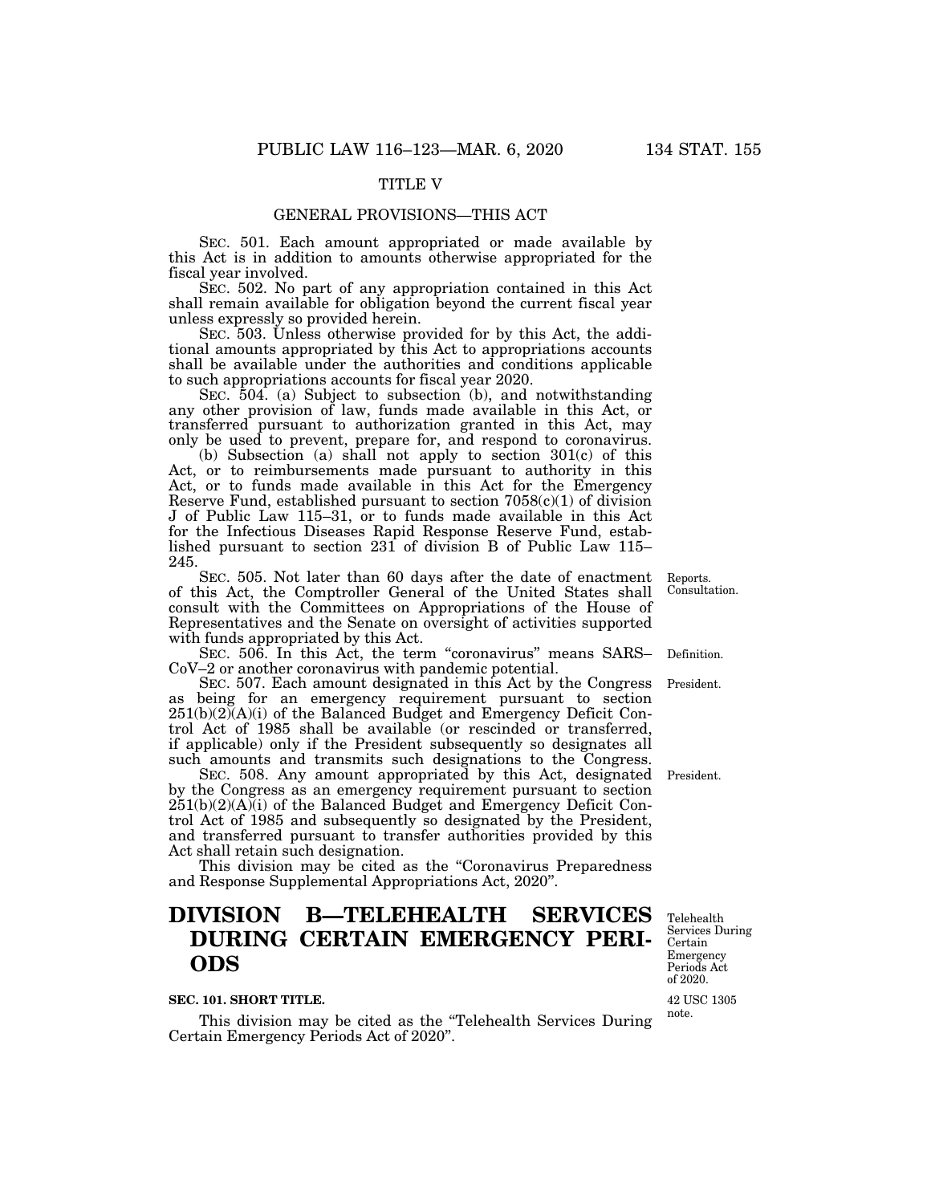## TITLE V

### GENERAL PROVISIONS—THIS ACT

SEC. 501. Each amount appropriated or made available by this Act is in addition to amounts otherwise appropriated for the fiscal year involved.

SEC. 502. No part of any appropriation contained in this Act shall remain available for obligation beyond the current fiscal year unless expressly so provided herein.

SEC. 503. Unless otherwise provided for by this Act, the additional amounts appropriated by this Act to appropriations accounts shall be available under the authorities and conditions applicable to such appropriations accounts for fiscal year 2020.

SEC. 504. (a) Subject to subsection (b), and notwithstanding any other provision of law, funds made available in this Act, or transferred pursuant to authorization granted in this Act, may only be used to prevent, prepare for, and respond to coronavirus.

(b) Subsection (a) shall not apply to section 301(c) of this Act, or to reimbursements made pursuant to authority in this Act, or to funds made available in this Act for the Emergency Reserve Fund, established pursuant to section 7058(c)(1) of division J of Public Law 115–31, or to funds made available in this Act for the Infectious Diseases Rapid Response Reserve Fund, established pursuant to section 231 of division B of Public Law 115–245.

Reports. Consultation.

SEC. 505. Not later than 60 days after the date of enactment of this Act, the Comptroller General of the United States shall consult with the Committees on Appropriations of the House of Representatives and the Senate on oversight of activities supported with funds appropriated by this Act.

Definition.

SEC. 506. In this Act, the term "coronavirus" means SARS–CoV–2 or another coronavirus with pandemic potential.

President.

SEC. 507. Each amount designated in this Act by the Congress as being for an emergency requirement pursuant to section 251(b)(2)(A)(i) of the Balanced Budget and Emergency Deficit Control Act of 1985 shall be available (or rescinded or transferred, if applicable) only if the President subsequently so designates all such amounts and transmits such designations to the Congress.

President.

SEC. 508. Any amount appropriated by this Act, designated by the Congress as an emergency requirement pursuant to section 251(b)(2)(A)(i) of the Balanced Budget and Emergency Deficit Control Act of 1985 and subsequently so designated by the President, and transferred pursuant to transfer authorities provided by this Act shall retain such designation.

This division may be cited as the "Coronavirus Preparedness and Response Supplemental Appropriations Act, 2020".

# DIVISION B—TELEHEALTH SERVICES DURING CERTAIN EMERGENCY PERIODS

Telehealth Services During Certain Emergency Periods Act of 2020.

42 USC 1305 note.

**SEC. 101. SHORT TITLE.**

This division may be cited as the "Telehealth Services During Certain Emergency Periods Act of 2020".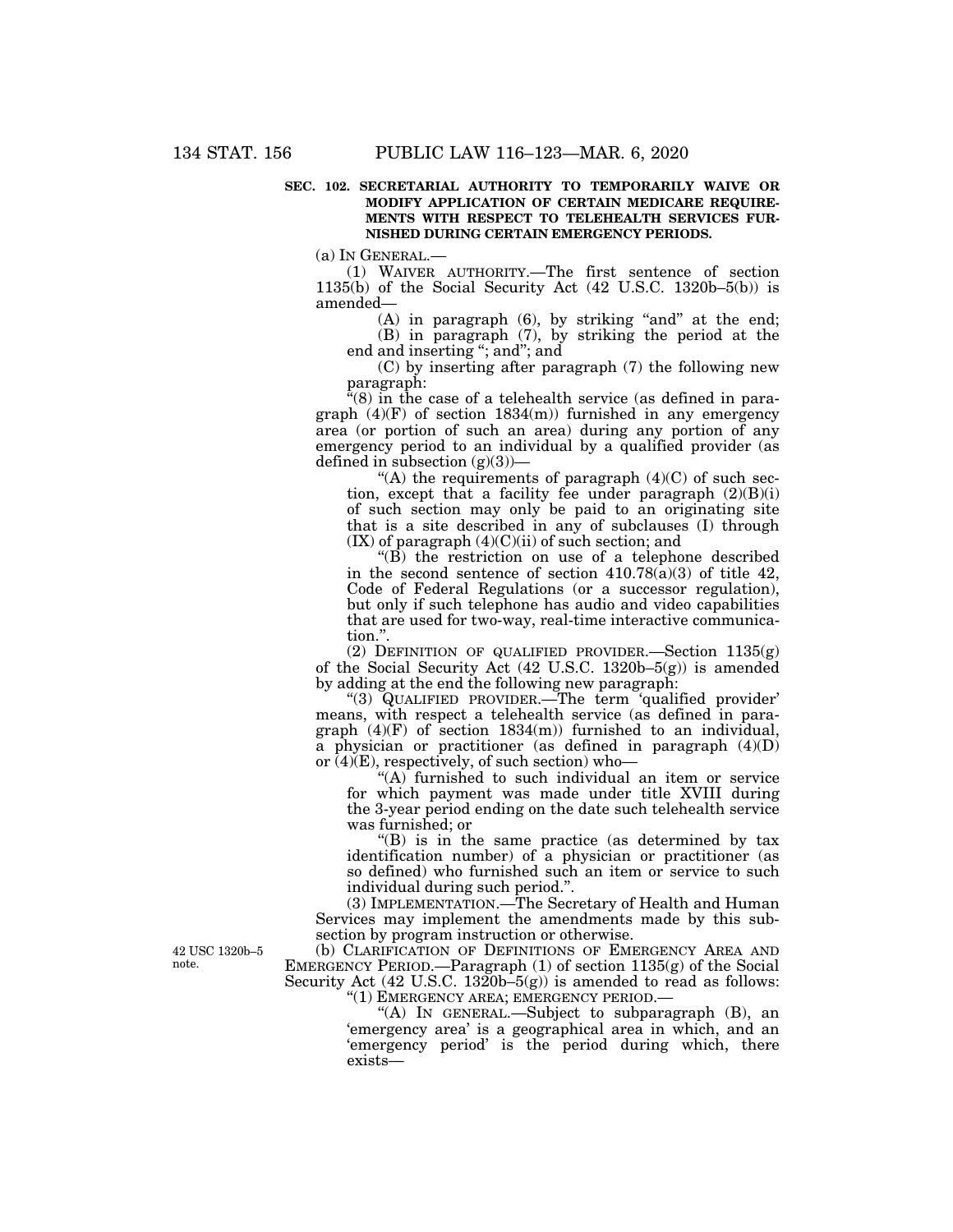**SEC. 102. SECRETARIAL AUTHORITY TO TEMPORARILY WAIVE OR MODIFY APPLICATION OF CERTAIN MEDICARE REQUIREMENTS WITH RESPECT TO TELEHEALTH SERVICES FURNISHED DURING CERTAIN EMERGENCY PERIODS.**

(a) IN GENERAL.—

(1) WAIVER AUTHORITY.—The first sentence of section 1135(b) of the Social Security Act (42 U.S.C. 1320b–5(b)) is amended—

(A) in paragraph (6), by striking "and" at the end;

(B) in paragraph (7), by striking the period at the end and inserting "; and"; and

(C) by inserting after paragraph (7) the following new paragraph:

"(8) in the case of a telehealth service (as defined in paragraph (4)(F) of section 1834(m)) furnished in any emergency area (or portion of such an area) during any portion of any emergency period to an individual by a qualified provider (as defined in subsection (g)(3))—

"(A) the requirements of paragraph (4)(C) of such section, except that a facility fee under paragraph (2)(B)(i) of such section may only be paid to an originating site that is a site described in any of subclauses (I) through (IX) of paragraph (4)(C)(ii) of such section; and

"(B) the restriction on use of a telephone described in the second sentence of section 410.78(a)(3) of title 42, Code of Federal Regulations (or a successor regulation), but only if such telephone has audio and video capabilities that are used for two-way, real-time interactive communication.".

(2) DEFINITION OF QUALIFIED PROVIDER.—Section 1135(g) of the Social Security Act (42 U.S.C. 1320b–5(g)) is amended by adding at the end the following new paragraph:

"(3) QUALIFIED PROVIDER.—The term 'qualified provider' means, with respect a telehealth service (as defined in paragraph (4)(F) of section 1834(m)) furnished to an individual, a physician or practitioner (as defined in paragraph (4)(D) or (4)(E), respectively, of such section) who—

"(A) furnished to such individual an item or service for which payment was made under title XVIII during the 3-year period ending on the date such telehealth service was furnished; or

"(B) is in the same practice (as determined by tax identification number) of a physician or practitioner (as so defined) who furnished such an item or service to such individual during such period.".

(3) IMPLEMENTATION.—The Secretary of Health and Human Services may implement the amendments made by this subsection by program instruction or otherwise.

42 USC 1320b–5 note.

(b) CLARIFICATION OF DEFINITIONS OF EMERGENCY AREA AND EMERGENCY PERIOD.—Paragraph (1) of section 1135(g) of the Social Security Act (42 U.S.C. 1320b–5(g)) is amended to read as follows:

"(1) EMERGENCY AREA; EMERGENCY PERIOD.—

"(A) IN GENERAL.—Subject to subparagraph (B), an 'emergency area' is a geographical area in which, and an 'emergency period' is the period during which, there exists—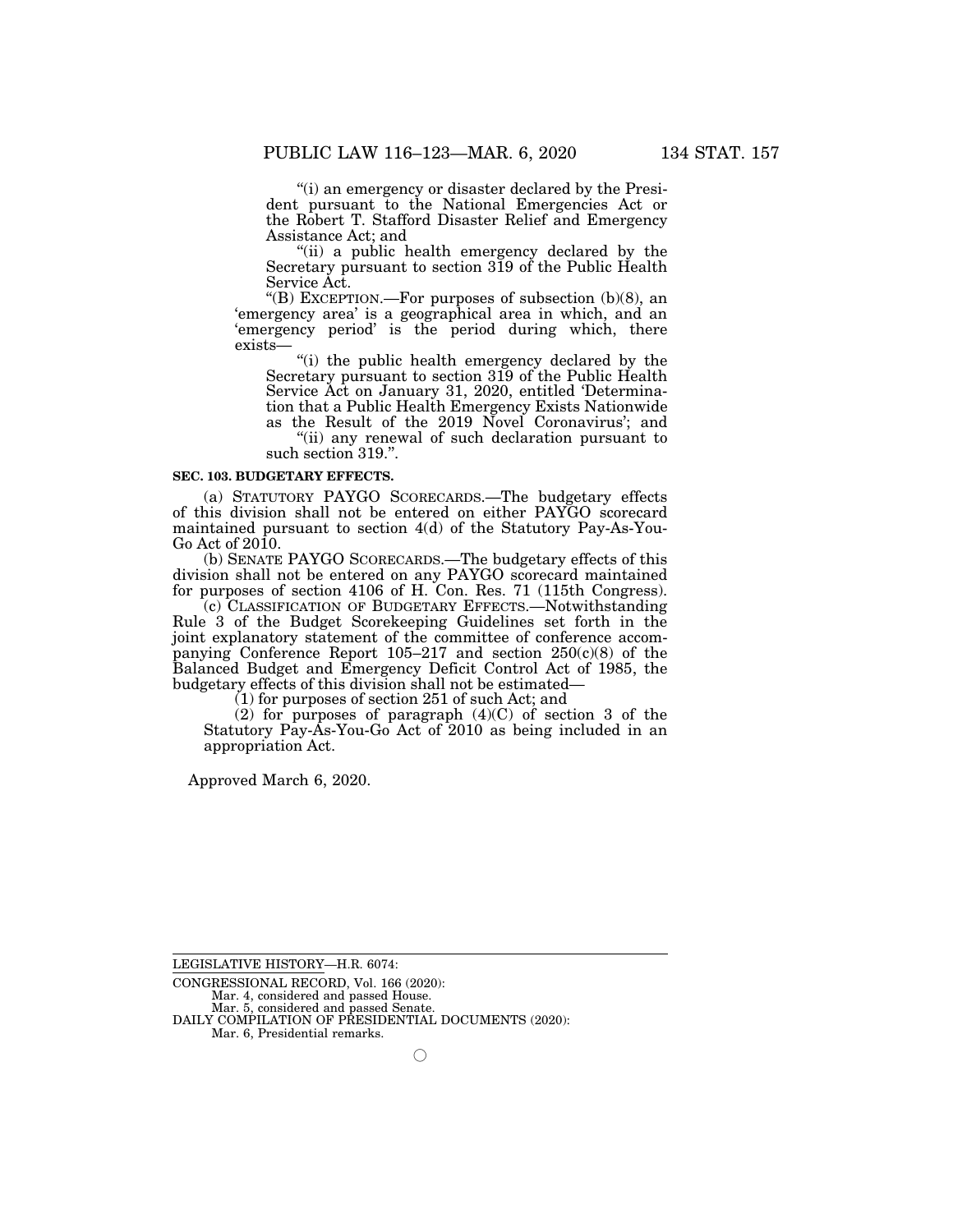"(i) an emergency or disaster declared by the President pursuant to the National Emergencies Act or the Robert T. Stafford Disaster Relief and Emergency Assistance Act; and

"(ii) a public health emergency declared by the Secretary pursuant to section 319 of the Public Health Service Act.

"(B) EXCEPTION.—For purposes of subsection (b)(8), an 'emergency area' is a geographical area in which, and an 'emergency period' is the period during which, there exists—

"(i) the public health emergency declared by the Secretary pursuant to section 319 of the Public Health Service Act on January 31, 2020, entitled 'Determination that a Public Health Emergency Exists Nationwide as the Result of the 2019 Novel Coronavirus'; and

"(ii) any renewal of such declaration pursuant to such section 319.".

**SEC. 103. BUDGETARY EFFECTS.**

(a) STATUTORY PAYGO SCORECARDS.—The budgetary effects of this division shall not be entered on either PAYGO scorecard maintained pursuant to section 4(d) of the Statutory Pay-As-You-Go Act of 2010.

(b) SENATE PAYGO SCORECARDS.—The budgetary effects of this division shall not be entered on any PAYGO scorecard maintained for purposes of section 4106 of H. Con. Res. 71 (115th Congress).

(c) CLASSIFICATION OF BUDGETARY EFFECTS.—Notwithstanding Rule 3 of the Budget Scorekeeping Guidelines set forth in the joint explanatory statement of the committee of conference accompanying Conference Report 105–217 and section 250(c)(8) of the Balanced Budget and Emergency Deficit Control Act of 1985, the budgetary effects of this division shall not be estimated—

(1) for purposes of section 251 of such Act; and

(2) for purposes of paragraph (4)(C) of section 3 of the Statutory Pay-As-You-Go Act of 2010 as being included in an appropriation Act.

Approved March 6, 2020.

---

LEGISLATIVE HISTORY—H.R. 6074:

CONGRESSIONAL RECORD, Vol. 166 (2020):
Mar. 4, considered and passed House.
Mar. 5, considered and passed Senate.

DAILY COMPILATION OF PRESIDENTIAL DOCUMENTS (2020):
Mar. 6, Presidential remarks.